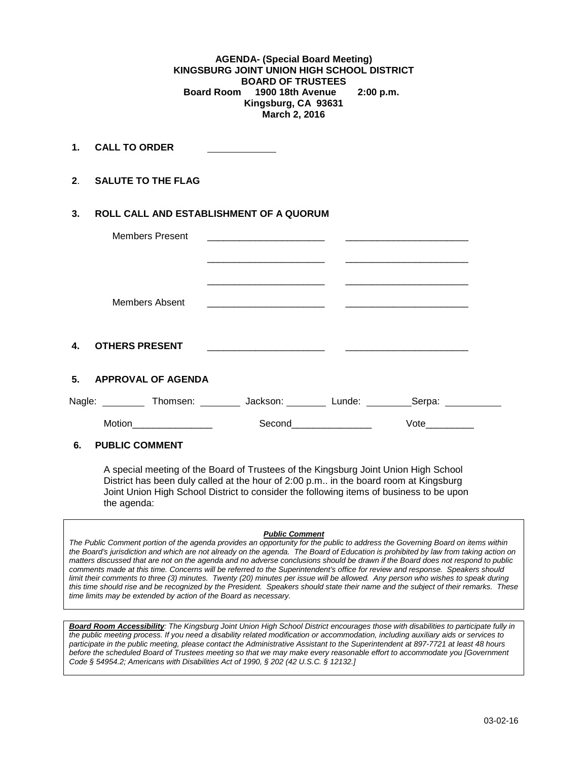**AGENDA- (Special Board Meeting)**
**KINGSBURG JOINT UNION HIGH SCHOOL DISTRICT**
**BOARD OF TRUSTEES**
**Board Room 1900 18th Avenue 2:00 p.m.**
**Kingsburg, CA 93631**
**March 2, 2016**

**1. CALL TO ORDER** ____________

**2. SALUTE TO THE FLAG**

**3. ROLL CALL AND ESTABLISHMENT OF A QUORUM**

Members Present ______________________ ______________________

______________________ ______________________

______________________ ______________________

Members Absent ______________________ ______________________

**4. OTHERS PRESENT** ______________________ ______________________

**5. APPROVAL OF AGENDA**

Nagle: ________ Thomsen: ________ Jackson: ________ Lunde: ________Serpa: __________

Motion_______________ Second_______________ Vote_________

**6. PUBLIC COMMENT**

A special meeting of the Board of Trustees of the Kingsburg Joint Union High School District has been duly called at the hour of 2:00 p.m.. in the board room at Kingsburg Joint Union High School District to consider the following items of business to be upon the agenda:

***Public Comment***

*The Public Comment portion of the agenda provides an opportunity for the public to address the Governing Board on items within the Board's jurisdiction and which are not already on the agenda. The Board of Education is prohibited by law from taking action on matters discussed that are not on the agenda and no adverse conclusions should be drawn if the Board does not respond to public comments made at this time. Concerns will be referred to the Superintendent's office for review and response. Speakers should limit their comments to three (3) minutes. Twenty (20) minutes per issue will be allowed. Any person who wishes to speak during this time should rise and be recognized by the President. Speakers should state their name and the subject of their remarks. These time limits may be extended by action of the Board as necessary.*

***Board Room Accessibility****: The Kingsburg Joint Union High School District encourages those with disabilities to participate fully in the public meeting process. If you need a disability related modification or accommodation, including auxiliary aids or services to participate in the public meeting, please contact the Administrative Assistant to the Superintendent at 897-7721 at least 48 hours before the scheduled Board of Trustees meeting so that we may make every reasonable effort to accommodate you [Government Code § 54954.2; Americans with Disabilities Act of 1990, § 202 (42 U.S.C. § 12132.]*

03-02-16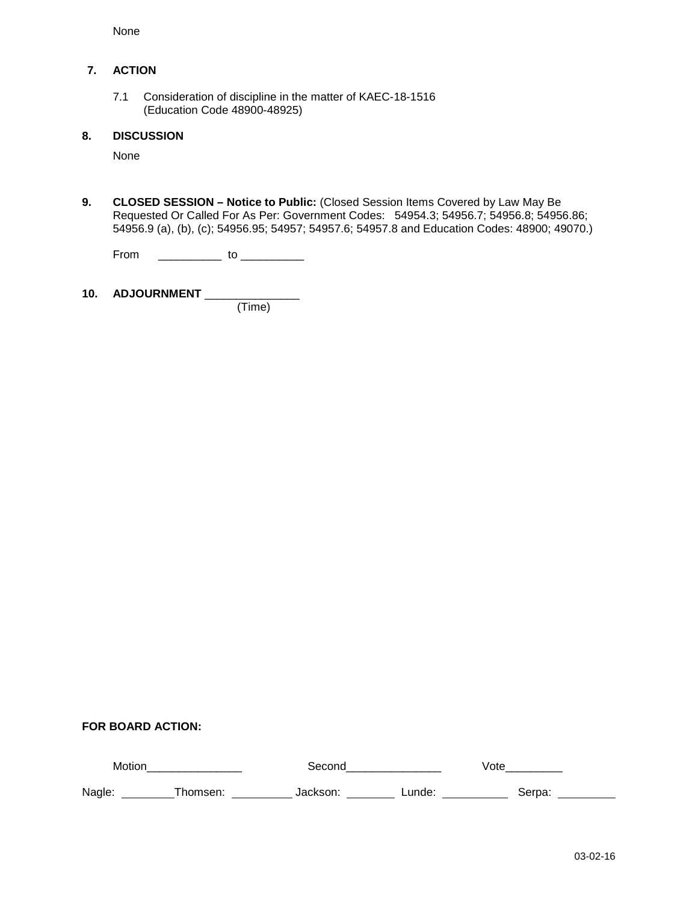None

**7. ACTION**

7.1 Consideration of discipline in the matter of KAEC-18-1516
(Education Code 48900-48925)

**8. DISCUSSION**

None

**9. CLOSED SESSION – Notice to Public:** (Closed Session Items Covered by Law May Be Requested Or Called For As Per: Government Codes: 54954.3; 54956.7; 54956.8; 54956.86; 54956.9 (a), (b), (c); 54956.95; 54957; 54957.6; 54957.8 and Education Codes: 48900; 49070.)

From __________ to __________

**10. ADJOURNMENT** _______________
(Time)

**FOR BOARD ACTION:**

Motion_______________ Second_______________ Vote_________

Nagle: ________ Thomsen: _________ Jackson: ________ Lunde: __________ Serpa: _________

03-02-16